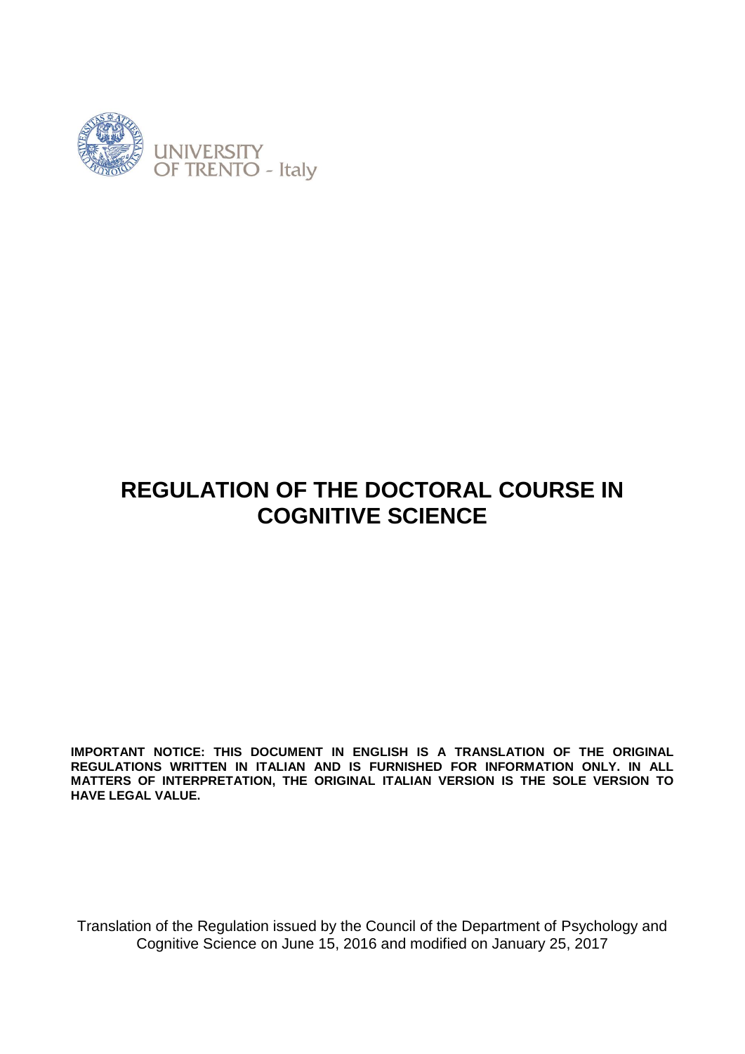UNIVERSITY
OF TRENTO - Italy

# REGULATION OF THE DOCTORAL COURSE IN COGNITIVE SCIENCE

**IMPORTANT NOTICE: THIS DOCUMENT IN ENGLISH IS A TRANSLATION OF THE ORIGINAL REGULATIONS WRITTEN IN ITALIAN AND IS FURNISHED FOR INFORMATION ONLY. IN ALL MATTERS OF INTERPRETATION, THE ORIGINAL ITALIAN VERSION IS THE SOLE VERSION TO HAVE LEGAL VALUE.**

Translation of the Regulation issued by the Council of the Department of Psychology and Cognitive Science on June 15, 2016 and modified on January 25, 2017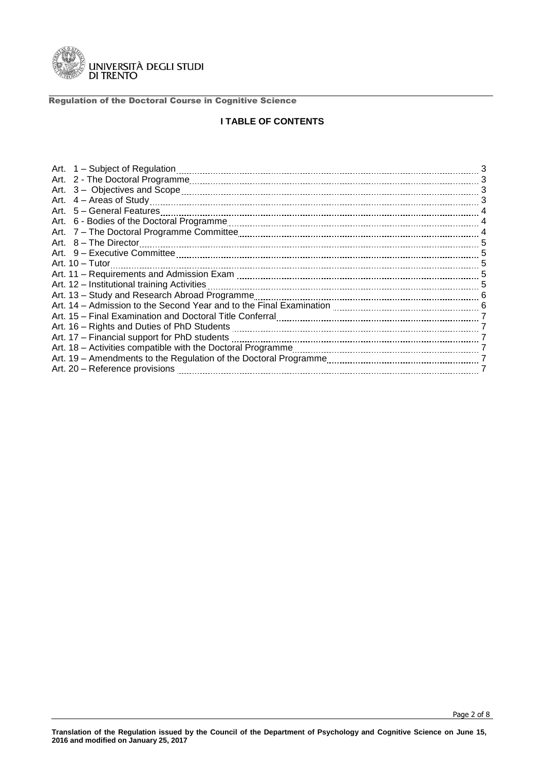## I TABLE OF CONTENTS

| | |
|---|---|
| Art. 1 – Subject of Regulation | 3 |
| Art. 2 - The Doctoral Programme | 3 |
| Art. 3 – Objectives and Scope | 3 |
| Art. 4 – Areas of Study | 3 |
| Art. 5 – General Features | 4 |
| Art. 6 - Bodies of the Doctoral Programme | 4 |
| Art. 7 – The Doctoral Programme Committee | 4 |
| Art. 8 – The Director | 5 |
| Art. 9 – Executive Committee | 5 |
| Art. 10 – Tutor | 5 |
| Art. 11 – Requirements and Admission Exam | 5 |
| Art. 12 – Institutional training Activities | 5 |
| Art. 13 – Study and Research Abroad Programme | 6 |
| Art. 14 – Admission to the Second Year and to the Final Examination | 6 |
| Art. 15 – Final Examination and Doctoral Title Conferral | 7 |
| Art. 16 – Rights and Duties of PhD Students | 7 |
| Art. 17 – Financial support for PhD students | 7 |
| Art. 18 – Activities compatible with the Doctoral Programme | 7 |
| Art. 19 – Amendments to the Regulation of the Doctoral Programme | 7 |
| Art. 20 – Reference provisions | 7 |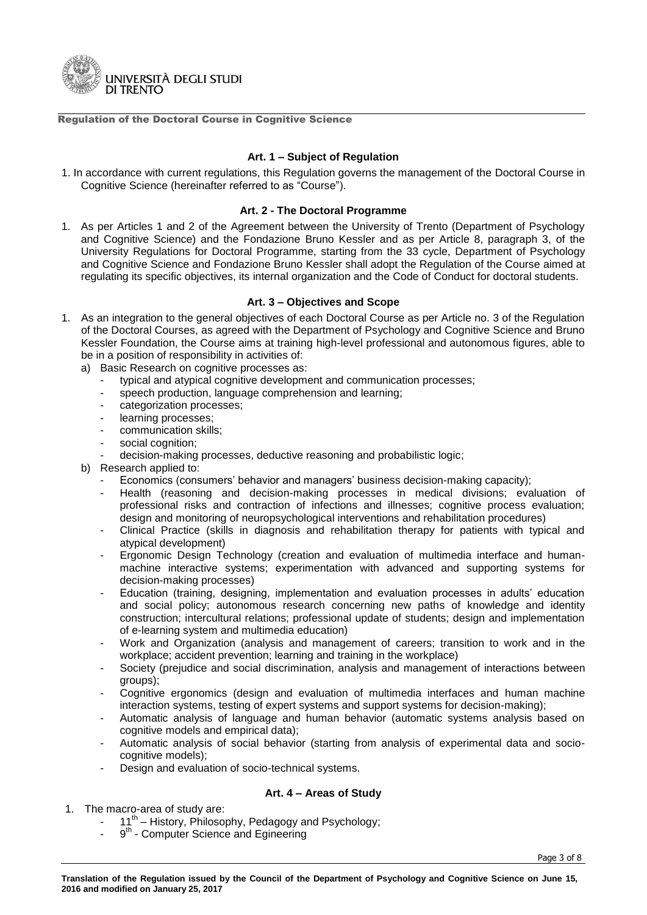Regulation of the Doctoral Course in Cognitive Science

### Art. 1 – Subject of Regulation

1. In accordance with current regulations, this Regulation governs the management of the Doctoral Course in Cognitive Science (hereinafter referred to as "Course").

### Art. 2 - The Doctoral Programme

1. As per Articles 1 and 2 of the Agreement between the University of Trento (Department of Psychology and Cognitive Science) and the Fondazione Bruno Kessler and as per Article 8, paragraph 3, of the University Regulations for Doctoral Programme, starting from the 33 cycle, Department of Psychology and Cognitive Science and Fondazione Bruno Kessler shall adopt the Regulation of the Course aimed at regulating its specific objectives, its internal organization and the Code of Conduct for doctoral students.

### Art. 3 – Objectives and Scope

1. As an integration to the general objectives of each Doctoral Course as per Article no. 3 of the Regulation of the Doctoral Courses, as agreed with the Department of Psychology and Cognitive Science and Bruno Kessler Foundation, the Course aims at training high-level professional and autonomous figures, able to be in a position of responsibility in activities of:
   a) Basic Research on cognitive processes as:
      - typical and atypical cognitive development and communication processes;
      - speech production, language comprehension and learning;
      - categorization processes;
      - learning processes;
      - communication skills;
      - social cognition;
      - decision-making processes, deductive reasoning and probabilistic logic;
   b) Research applied to:
      - Economics (consumers' behavior and managers' business decision-making capacity);
      - Health (reasoning and decision-making processes in medical divisions; evaluation of professional risks and contraction of infections and illnesses; cognitive process evaluation; design and monitoring of neuropsychological interventions and rehabilitation procedures)
      - Clinical Practice (skills in diagnosis and rehabilitation therapy for patients with typical and atypical development)
      - Ergonomic Design Technology (creation and evaluation of multimedia interface and human-machine interactive systems; experimentation with advanced and supporting systems for decision-making processes)
      - Education (training, designing, implementation and evaluation processes in adults' education and social policy; autonomous research concerning new paths of knowledge and identity construction; intercultural relations; professional update of students; design and implementation of e-learning system and multimedia education)
      - Work and Organization (analysis and management of careers; transition to work and in the workplace; accident prevention; learning and training in the workplace)
      - Society (prejudice and social discrimination, analysis and management of interactions between groups);
      - Cognitive ergonomics (design and evaluation of multimedia interfaces and human machine interaction systems, testing of expert systems and support systems for decision-making);
      - Automatic analysis of language and human behavior (automatic systems analysis based on cognitive models and empirical data);
      - Automatic analysis of social behavior (starting from analysis of experimental data and socio-cognitive models);
      - Design and evaluation of socio-technical systems.

### Art. 4 – Areas of Study

1. The macro-area of study are:
   - 11th – History, Philosophy, Pedagogy and Psychology;
   - 9th - Computer Science and Egineering

**Translation of the Regulation issued by the Council of the Department of Psychology and Cognitive Science on June 15, 2016 and modified on January 25, 2017**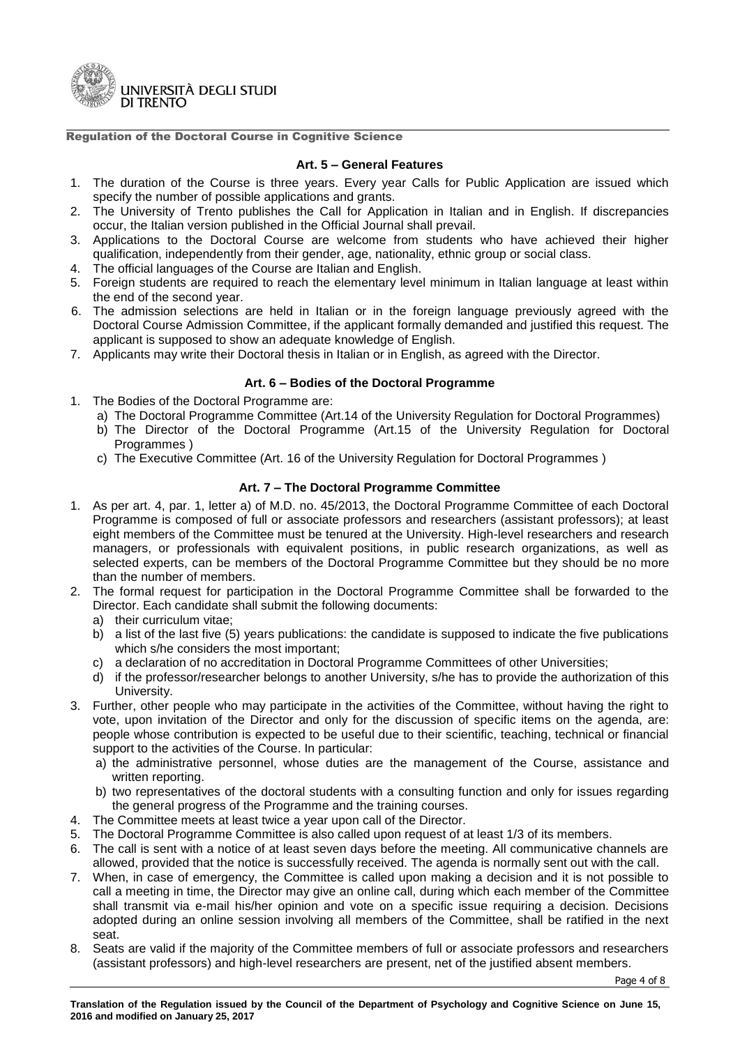## Art. 5 – General Features

1. The duration of the Course is three years. Every year Calls for Public Application are issued which specify the number of possible applications and grants.
2. The University of Trento publishes the Call for Application in Italian and in English. If discrepancies occur, the Italian version published in the Official Journal shall prevail.
3. Applications to the Doctoral Course are welcome from students who have achieved their higher qualification, independently from their gender, age, nationality, ethnic group or social class.
4. The official languages of the Course are Italian and English.
5. Foreign students are required to reach the elementary level minimum in Italian language at least within the end of the second year.
6. The admission selections are held in Italian or in the foreign language previously agreed with the Doctoral Course Admission Committee, if the applicant formally demanded and justified this request. The applicant is supposed to show an adequate knowledge of English.
7. Applicants may write their Doctoral thesis in Italian or in English, as agreed with the Director.

## Art. 6 – Bodies of the Doctoral Programme

1. The Bodies of the Doctoral Programme are:
   a) The Doctoral Programme Committee (Art.14 of the University Regulation for Doctoral Programmes)
   b) The Director of the Doctoral Programme (Art.15 of the University Regulation for Doctoral Programmes )
   c) The Executive Committee (Art. 16 of the University Regulation for Doctoral Programmes )

## Art. 7 – The Doctoral Programme Committee

1. As per art. 4, par. 1, letter a) of M.D. no. 45/2013, the Doctoral Programme Committee of each Doctoral Programme is composed of full or associate professors and researchers (assistant professors); at least eight members of the Committee must be tenured at the University. High-level researchers and research managers, or professionals with equivalent positions, in public research organizations, as well as selected experts, can be members of the Doctoral Programme Committee but they should be no more than the number of members.
2. The formal request for participation in the Doctoral Programme Committee shall be forwarded to the Director. Each candidate shall submit the following documents:
   a) their curriculum vitae;
   b) a list of the last five (5) years publications: the candidate is supposed to indicate the five publications which s/he considers the most important;
   c) a declaration of no accreditation in Doctoral Programme Committees of other Universities;
   d) if the professor/researcher belongs to another University, s/he has to provide the authorization of this University.
3. Further, other people who may participate in the activities of the Committee, without having the right to vote, upon invitation of the Director and only for the discussion of specific items on the agenda, are: people whose contribution is expected to be useful due to their scientific, teaching, technical or financial support to the activities of the Course. In particular:
   a) the administrative personnel, whose duties are the management of the Course, assistance and written reporting.
   b) two representatives of the doctoral students with a consulting function and only for issues regarding the general progress of the Programme and the training courses.
4. The Committee meets at least twice a year upon call of the Director.
5. The Doctoral Programme Committee is also called upon request of at least 1/3 of its members.
6. The call is sent with a notice of at least seven days before the meeting. All communicative channels are allowed, provided that the notice is successfully received. The agenda is normally sent out with the call.
7. When, in case of emergency, the Committee is called upon making a decision and it is not possible to call a meeting in time, the Director may give an online call, during which each member of the Committee shall transmit via e-mail his/her opinion and vote on a specific issue requiring a decision. Decisions adopted during an online session involving all members of the Committee, shall be ratified in the next seat.
8. Seats are valid if the majority of the Committee members of full or associate professors and researchers (assistant professors) and high-level researchers are present, net of the justified absent members.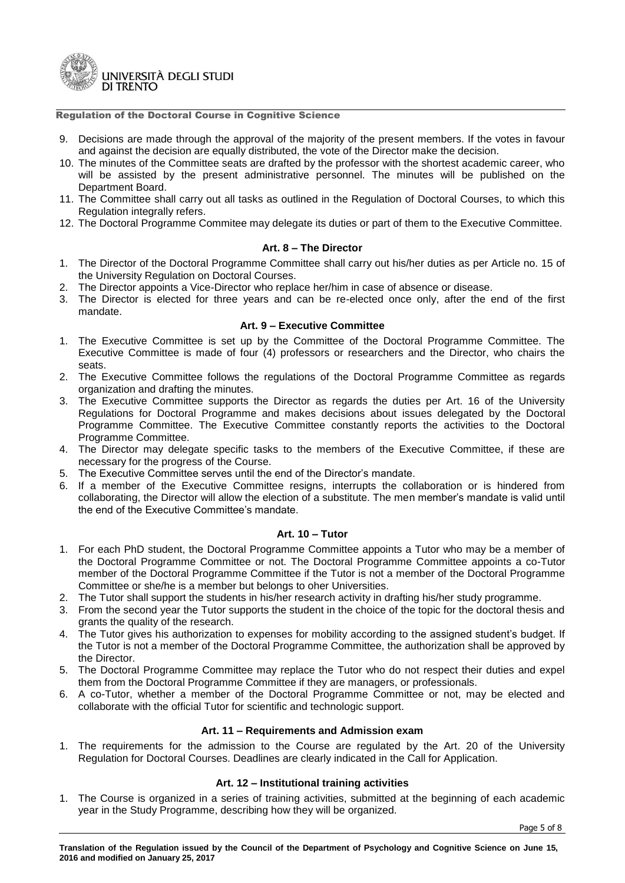9. Decisions are made through the approval of the majority of the present members. If the votes in favour and against the decision are equally distributed, the vote of the Director make the decision.
10. The minutes of the Committee seats are drafted by the professor with the shortest academic career, who will be assisted by the present administrative personnel. The minutes will be published on the Department Board.
11. The Committee shall carry out all tasks as outlined in the Regulation of Doctoral Courses, to which this Regulation integrally refers.
12. The Doctoral Programme Commitee may delegate its duties or part of them to the Executive Committee.

### Art. 8 – The Director

1. The Director of the Doctoral Programme Committee shall carry out his/her duties as per Article no. 15 of the University Regulation on Doctoral Courses.
2. The Director appoints a Vice-Director who replace her/him in case of absence or disease.
3. The Director is elected for three years and can be re-elected once only, after the end of the first mandate.

### Art. 9 – Executive Committee

1. The Executive Committee is set up by the Committee of the Doctoral Programme Committee. The Executive Committee is made of four (4) professors or researchers and the Director, who chairs the seats.
2. The Executive Committee follows the regulations of the Doctoral Programme Committee as regards organization and drafting the minutes.
3. The Executive Committee supports the Director as regards the duties per Art. 16 of the University Regulations for Doctoral Programme and makes decisions about issues delegated by the Doctoral Programme Committee. The Executive Committee constantly reports the activities to the Doctoral Programme Committee.
4. The Director may delegate specific tasks to the members of the Executive Committee, if these are necessary for the progress of the Course.
5. The Executive Committee serves until the end of the Director's mandate.
6. If a member of the Executive Committee resigns, interrupts the collaboration or is hindered from collaborating, the Director will allow the election of a substitute. The men member's mandate is valid until the end of the Executive Committee's mandate.

### Art. 10 – Tutor

1. For each PhD student, the Doctoral Programme Committee appoints a Tutor who may be a member of the Doctoral Programme Committee or not. The Doctoral Programme Committee appoints a co-Tutor member of the Doctoral Programme Committee if the Tutor is not a member of the Doctoral Programme Committee or she/he is a member but belongs to oher Universities.
2. The Tutor shall support the students in his/her research activity in drafting his/her study programme.
3. From the second year the Tutor supports the student in the choice of the topic for the doctoral thesis and grants the quality of the research.
4. The Tutor gives his authorization to expenses for mobility according to the assigned student's budget. If the Tutor is not a member of the Doctoral Programme Committee, the authorization shall be approved by the Director.
5. The Doctoral Programme Committee may replace the Tutor who do not respect their duties and expel them from the Doctoral Programme Committee if they are managers, or professionals.
6. A co-Tutor, whether a member of the Doctoral Programme Committee or not, may be elected and collaborate with the official Tutor for scientific and technologic support.

### Art. 11 – Requirements and Admission exam

1. The requirements for the admission to the Course are regulated by the Art. 20 of the University Regulation for Doctoral Courses. Deadlines are clearly indicated in the Call for Application.

### Art. 12 – Institutional training activities

1. The Course is organized in a series of training activities, submitted at the beginning of each academic year in the Study Programme, describing how they will be organized.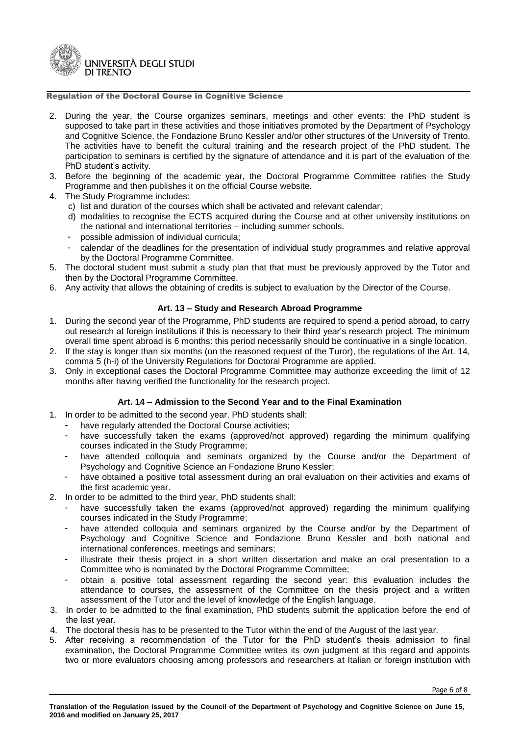2. During the year, the Course organizes seminars, meetings and other events: the PhD student is supposed to take part in these activities and those initiatives promoted by the Department of Psychology and Cognitive Science, the Fondazione Bruno Kessler and/or other structures of the University of Trento. The activities have to benefit the cultural training and the research project of the PhD student. The participation to seminars is certified by the signature of attendance and it is part of the evaluation of the PhD student's activity.
3. Before the beginning of the academic year, the Doctoral Programme Committee ratifies the Study Programme and then publishes it on the official Course website.
4. The Study Programme includes:
   c) list and duration of the courses which shall be activated and relevant calendar;
   d) modalities to recognise the ECTS acquired during the Course and at other university institutions on the national and international territories – including summer schools.
   - possible admission of individual curricula;
   - calendar of the deadlines for the presentation of individual study programmes and relative approval by the Doctoral Programme Committee.
5. The doctoral student must submit a study plan that that must be previously approved by the Tutor and then by the Doctoral Programme Committee.
6. Any activity that allows the obtaining of credits is subject to evaluation by the Director of the Course.

### Art. 13 – Study and Research Abroad Programme

1. During the second year of the Programme, PhD students are required to spend a period abroad, to carry out research at foreign institutions if this is necessary to their third year's research project. The minimum overall time spent abroad is 6 months: this period necessarily should be continuative in a single location.
2. If the stay is longer than six months (on the reasoned request of the Turor), the regulations of the Art. 14, comma 5 (h-i) of the University Regulations for Doctoral Programme are applied.
3. Only in exceptional cases the Doctoral Programme Committee may authorize exceeding the limit of 12 months after having verified the functionality for the research project.

### Art. 14 – Admission to the Second Year and to the Final Examination

1. In order to be admitted to the second year, PhD students shall:
   - have regularly attended the Doctoral Course activities;
   - have successfully taken the exams (approved/not approved) regarding the minimum qualifying courses indicated in the Study Programme;
   - have attended colloquia and seminars organized by the Course and/or the Department of Psychology and Cognitive Science an Fondazione Bruno Kessler;
   - have obtained a positive total assessment during an oral evaluation on their activities and exams of the first academic year.
2. In order to be admitted to the third year, PhD students shall:
   - have successfully taken the exams (approved/not approved) regarding the minimum qualifying courses indicated in the Study Programme;
   - have attended colloquia and seminars organized by the Course and/or by the Department of Psychology and Cognitive Science and Fondazione Bruno Kessler and both national and international conferences, meetings and seminars;
   - illustrate their thesis project in a short written dissertation and make an oral presentation to a Committee who is nominated by the Doctoral Programme Committee;
   - obtain a positive total assessment regarding the second year: this evaluation includes the attendance to courses, the assessment of the Committee on the thesis project and a written assessment of the Tutor and the level of knowledge of the English language.
3. In order to be admitted to the final examination, PhD students submit the application before the end of the last year.
4. The doctoral thesis has to be presented to the Tutor within the end of the August of the last year.
5. After receiving a recommendation of the Tutor for the PhD student's thesis admission to final examination, the Doctoral Programme Committee writes its own judgment at this regard and appoints two or more evaluators choosing among professors and researchers at Italian or foreign institution with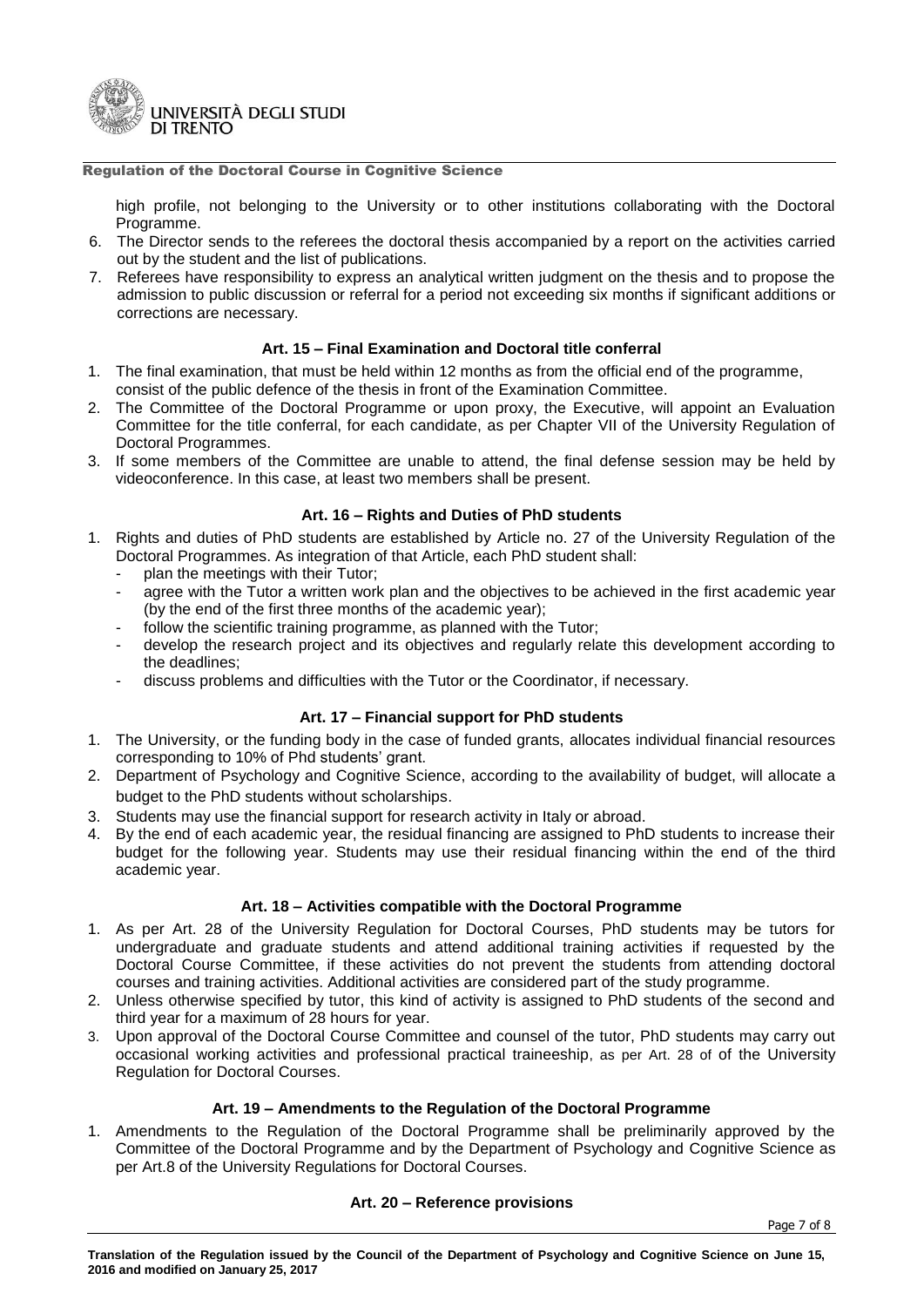high profile, not belonging to the University or to other institutions collaborating with the Doctoral Programme.

6. The Director sends to the referees the doctoral thesis accompanied by a report on the activities carried out by the student and the list of publications.
7. Referees have responsibility to express an analytical written judgment on the thesis and to propose the admission to public discussion or referral for a period not exceeding six months if significant additions or corrections are necessary.

### Art. 15 – Final Examination and Doctoral title conferral

1. The final examination, that must be held within 12 months as from the official end of the programme, consist of the public defence of the thesis in front of the Examination Committee.
2. The Committee of the Doctoral Programme or upon proxy, the Executive, will appoint an Evaluation Committee for the title conferral, for each candidate, as per Chapter VII of the University Regulation of Doctoral Programmes.
3. If some members of the Committee are unable to attend, the final defense session may be held by videoconference. In this case, at least two members shall be present.

### Art. 16 – Rights and Duties of PhD students

1. Rights and duties of PhD students are established by Article no. 27 of the University Regulation of the Doctoral Programmes. As integration of that Article, each PhD student shall:
   - plan the meetings with their Tutor;
   - agree with the Tutor a written work plan and the objectives to be achieved in the first academic year (by the end of the first three months of the academic year);
   - follow the scientific training programme, as planned with the Tutor;
   - develop the research project and its objectives and regularly relate this development according to the deadlines;
   - discuss problems and difficulties with the Tutor or the Coordinator, if necessary.

### Art. 17 – Financial support for PhD students

1. The University, or the funding body in the case of funded grants, allocates individual financial resources corresponding to 10% of Phd students' grant.
2. Department of Psychology and Cognitive Science, according to the availability of budget, will allocate a budget to the PhD students without scholarships.
3. Students may use the financial support for research activity in Italy or abroad.
4. By the end of each academic year, the residual financing are assigned to PhD students to increase their budget for the following year. Students may use their residual financing within the end of the third academic year.

### Art. 18 – Activities compatible with the Doctoral Programme

1. As per Art. 28 of the University Regulation for Doctoral Courses, PhD students may be tutors for undergraduate and graduate students and attend additional training activities if requested by the Doctoral Course Committee, if these activities do not prevent the students from attending doctoral courses and training activities. Additional activities are considered part of the study programme.
2. Unless otherwise specified by tutor, this kind of activity is assigned to PhD students of the second and third year for a maximum of 28 hours for year.
3. Upon approval of the Doctoral Course Committee and counsel of the tutor, PhD students may carry out occasional working activities and professional practical traineeship, as per Art. 28 of of the University Regulation for Doctoral Courses.

### Art. 19 – Amendments to the Regulation of the Doctoral Programme

1. Amendments to the Regulation of the Doctoral Programme shall be preliminarily approved by the Committee of the Doctoral Programme and by the Department of Psychology and Cognitive Science as per Art.8 of the University Regulations for Doctoral Courses.

### Art. 20 – Reference provisions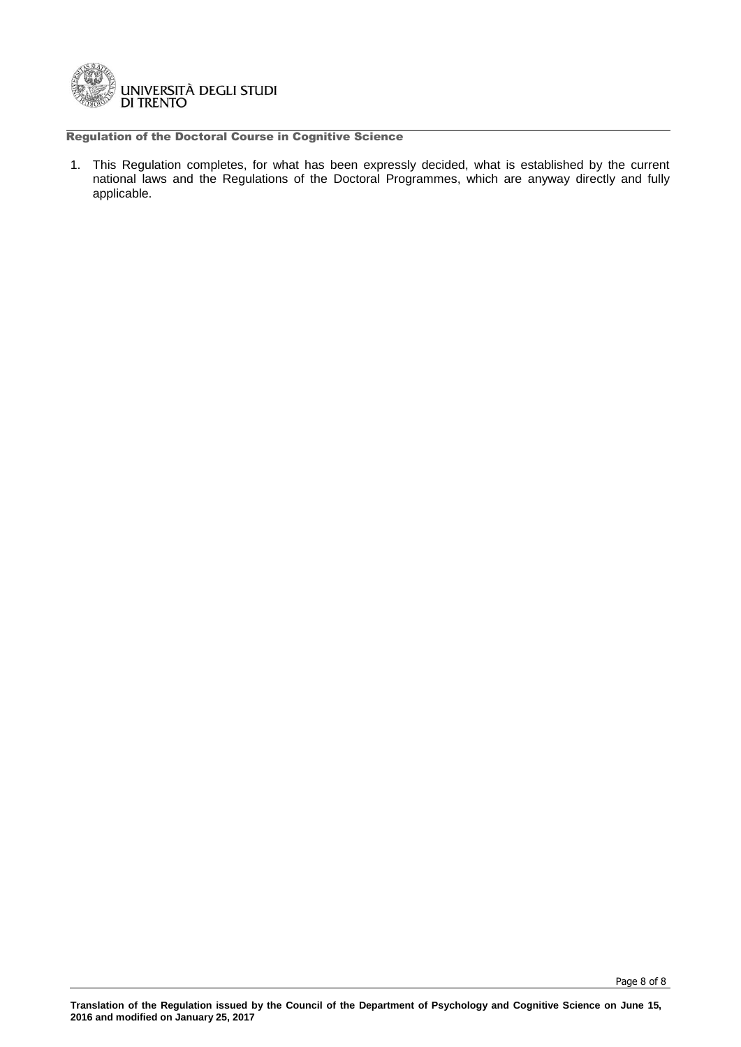1. This Regulation completes, for what has been expressly decided, what is established by the current national laws and the Regulations of the Doctoral Programmes, which are anyway directly and fully applicable.